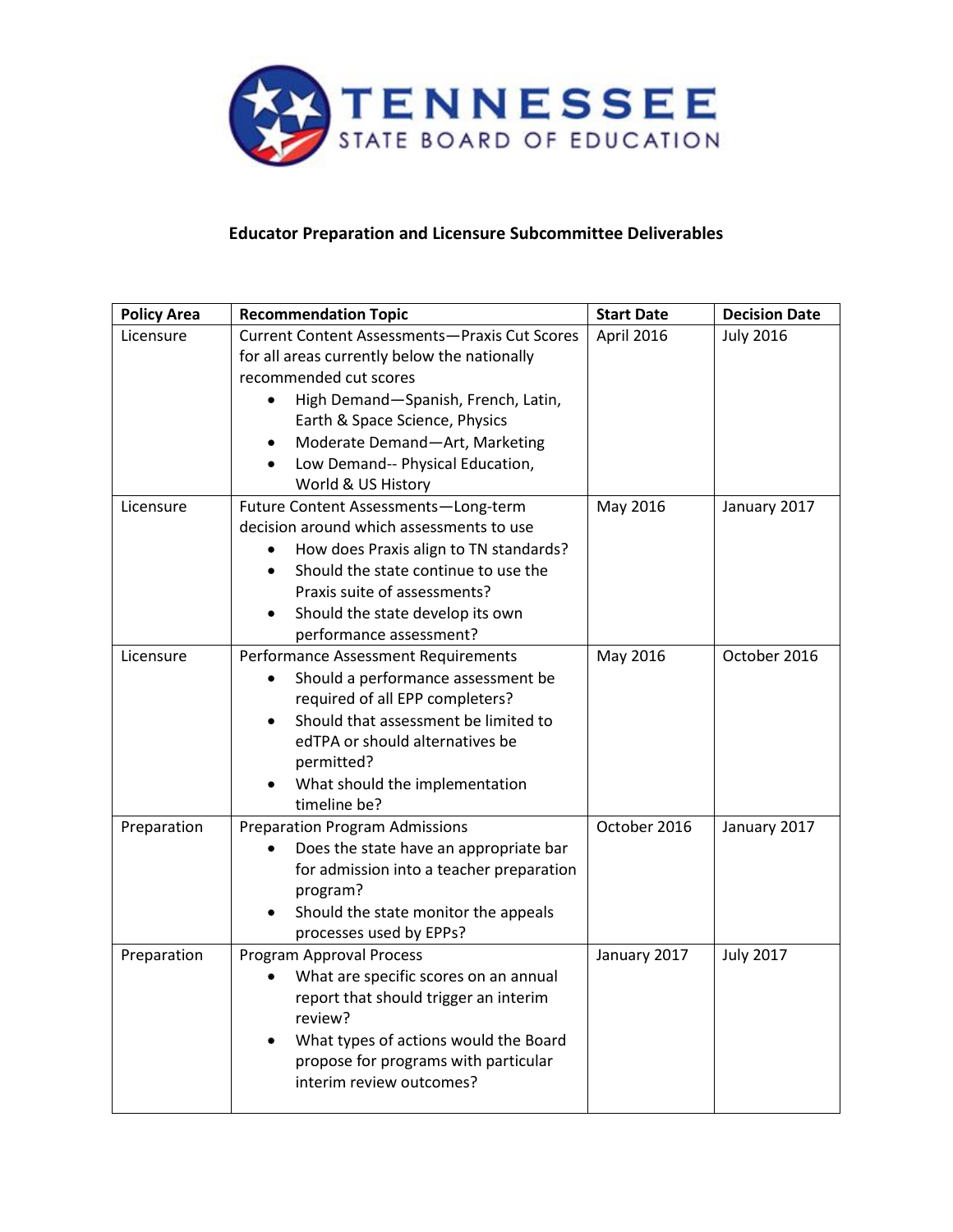TENNESSEE
STATE BOARD OF EDUCATION

**Educator Preparation and Licensure Subcommittee Deliverables**

| Policy Area | Recommendation Topic | Start Date | Decision Date |
|---|---|---|---|
| Licensure | Current Content Assessments—Praxis Cut Scores for all areas currently below the nationally recommended cut scores<br>• High Demand—Spanish, French, Latin, Earth & Space Science, Physics<br>• Moderate Demand—Art, Marketing<br>• Low Demand-- Physical Education, World & US History | April 2016 | July 2016 |
| Licensure | Future Content Assessments—Long-term decision around which assessments to use<br>• How does Praxis align to TN standards?<br>• Should the state continue to use the Praxis suite of assessments?<br>• Should the state develop its own performance assessment? | May 2016 | January 2017 |
| Licensure | Performance Assessment Requirements<br>• Should a performance assessment be required of all EPP completers?<br>• Should that assessment be limited to edTPA or should alternatives be permitted?<br>• What should the implementation timeline be? | May 2016 | October 2016 |
| Preparation | Preparation Program Admissions<br>• Does the state have an appropriate bar for admission into a teacher preparation program?<br>• Should the state monitor the appeals processes used by EPPs? | October 2016 | January 2017 |
| Preparation | Program Approval Process<br>• What are specific scores on an annual report that should trigger an interim review?<br>• What types of actions would the Board propose for programs with particular interim review outcomes? | January 2017 | July 2017 |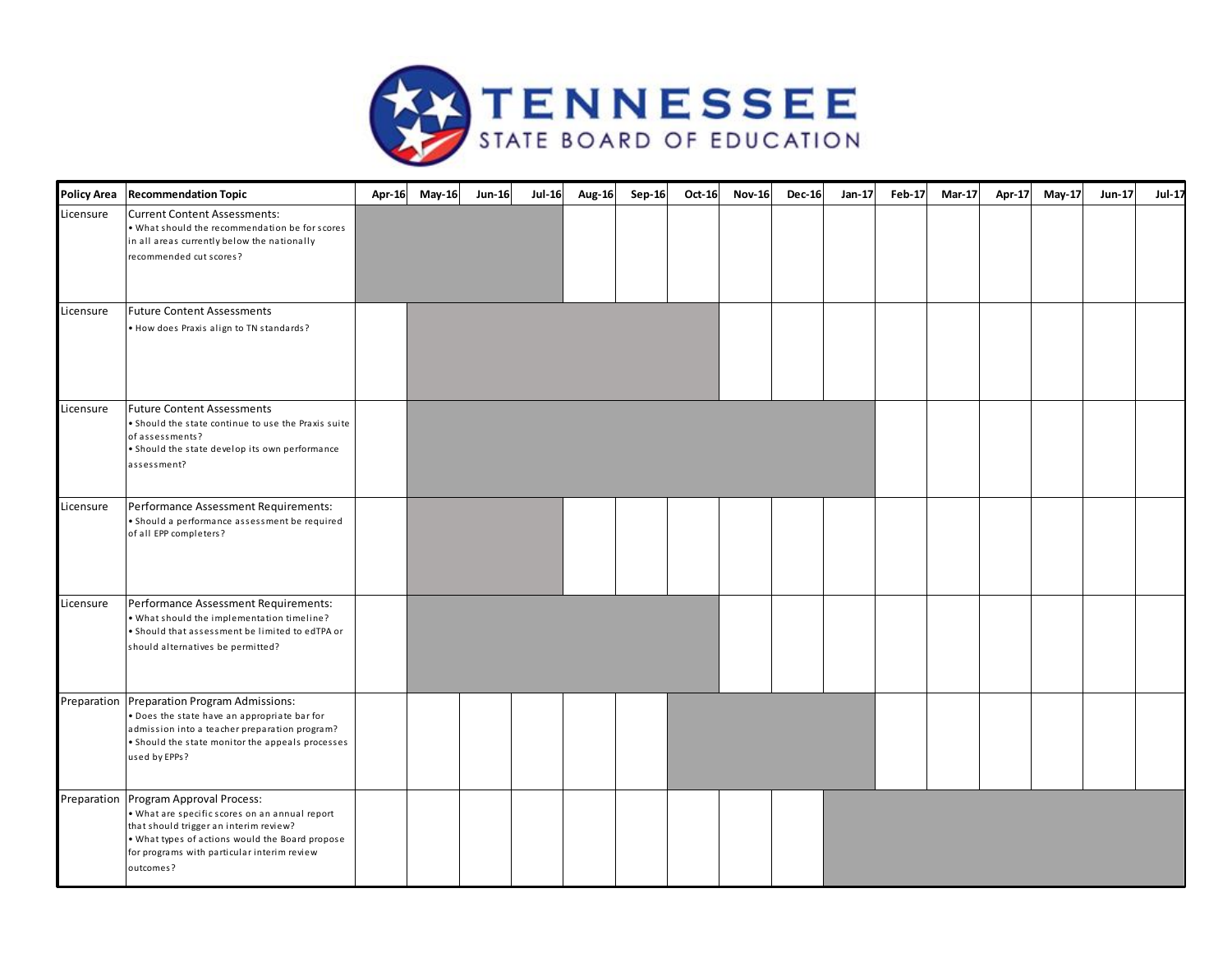# TENNESSEE STATE BOARD OF EDUCATION

| Policy Area | Recommendation Topic | Apr-16 | May-16 | Jun-16 | Jul-16 | Aug-16 | Sep-16 | Oct-16 | Nov-16 | Dec-16 | Jan-17 | Feb-17 | Mar-17 | Apr-17 | May-17 | Jun-17 | Jul-17 |
|---|---|---|---|---|---|---|---|---|---|---|---|---|---|---|---|---|---|
| Licensure | Current Content Assessments:<br>• What should the recommendation be for scores in all areas currently below the nationally recommended cut scores? | | | | | | | | | | | | | | | | |
| Licensure | Future Content Assessments<br>• How does Praxis align to TN standards? | | | | | | | | | | | | | | | | |
| Licensure | Future Content Assessments<br>• Should the state continue to use the Praxis suite of assessments?<br>• Should the state develop its own performance assessment? | | | | | | | | | | | | | | | | |
| Licensure | Performance Assessment Requirements:<br>• Should a performance assessment be required of all EPP completers? | | | | | | | | | | | | | | | | |
| Licensure | Performance Assessment Requirements:<br>• What should the implementation timeline?<br>• Should that assessment be limited to edTPA or should alternatives be permitted? | | | | | | | | | | | | | | | | |
| Preparation | Preparation Program Admissions:<br>• Does the state have an appropriate bar for admission into a teacher preparation program?<br>• Should the state monitor the appeals processes used by EPPs? | | | | | | | | | | | | | | | | |
| Preparation | Program Approval Process:<br>• What are specific scores on an annual report that should trigger an interim review?<br>• What types of actions would the Board propose for programs with particular interim review outcomes? | | | | | | | | | | | | | | | | |